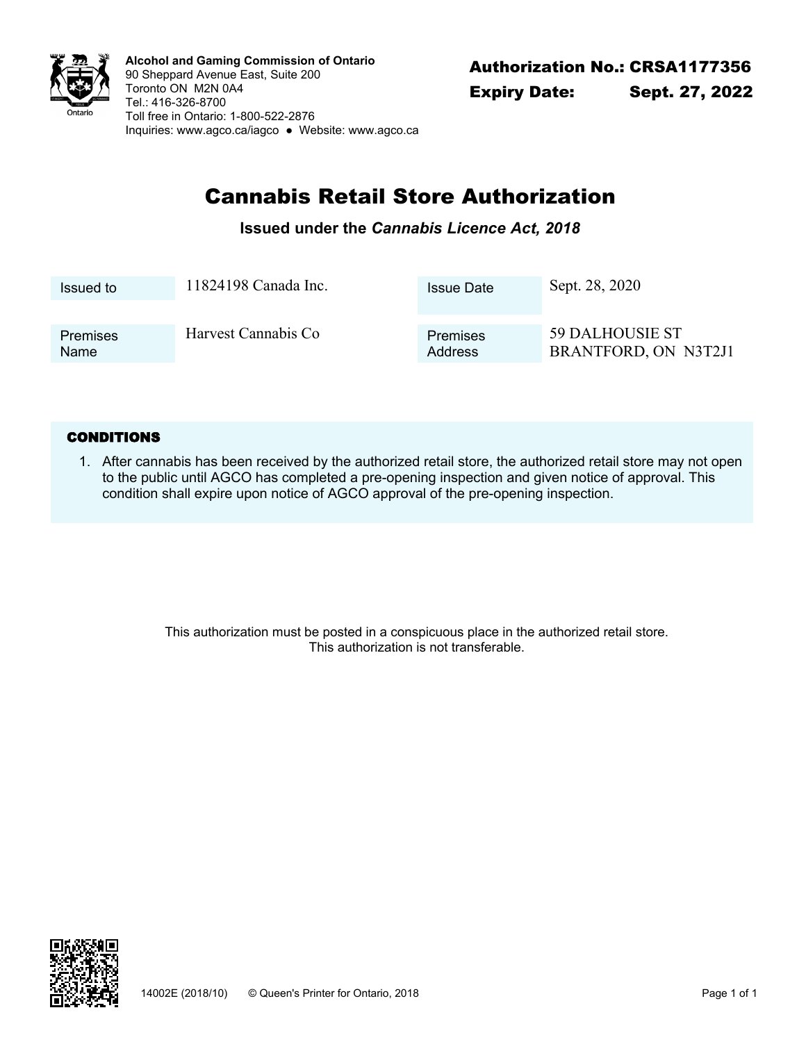**Alcohol and Gaming Commission of Ontario**
90 Sheppard Avenue East, Suite 200
Toronto ON M2N 0A4
Tel.: 416-326-8700
Toll free in Ontario: 1-800-522-2876
Inquiries: www.agco.ca/iagco ● Website: www.agco.ca

**Authorization No.: CRSA1177356**
**Expiry Date: Sept. 27, 2022**

# Cannabis Retail Store Authorization

**Issued under the *Cannabis Licence Act, 2018***

| | | | |
|---|---|---|---|
| Issued to | 11824198 Canada Inc. | Issue Date | Sept. 28, 2020 |
| Premises Name | Harvest Cannabis Co | Premises Address | 59 DALHOUSIE ST BRANTFORD, ON N3T2J1 |

## CONDITIONS

1. After cannabis has been received by the authorized retail store, the authorized retail store may not open to the public until AGCO has completed a pre-opening inspection and given notice of approval. This condition shall expire upon notice of AGCO approval of the pre-opening inspection.

This authorization must be posted in a conspicuous place in the authorized retail store.
This authorization is not transferable.

14002E (2018/10) © Queen's Printer for Ontario, 2018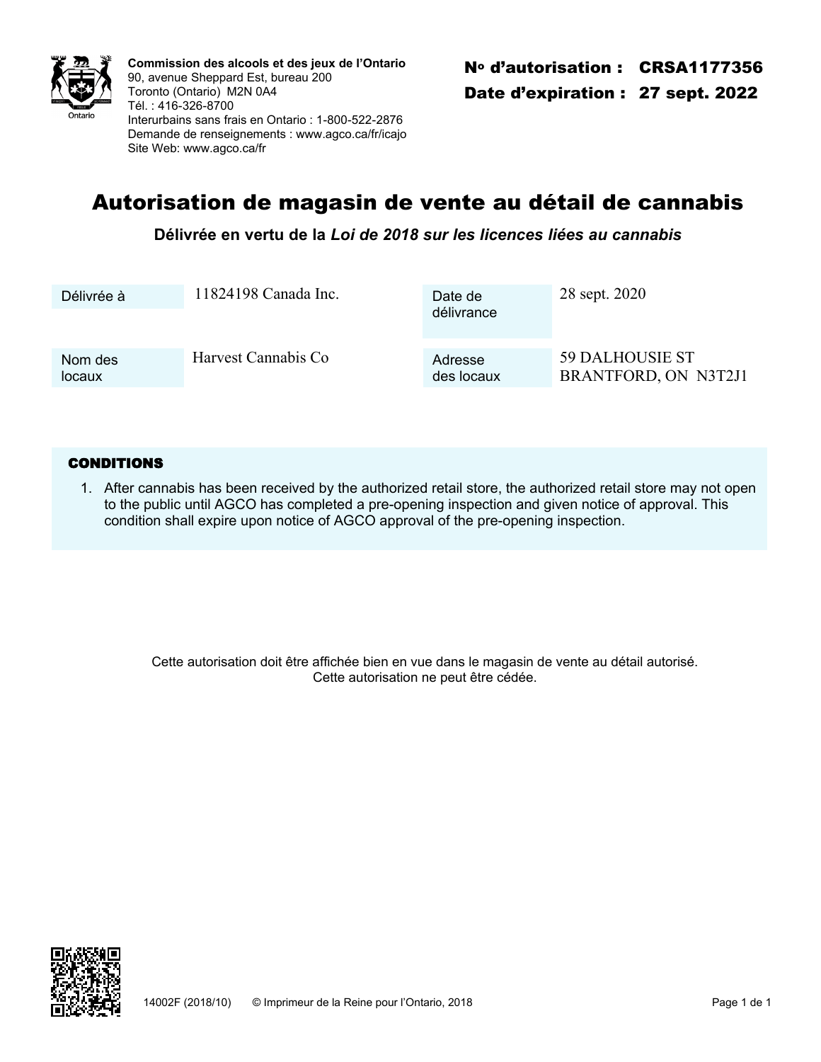**Commission des alcools et des jeux de l'Ontario**
90, avenue Sheppard Est, bureau 200
Toronto (Ontario) M2N 0A4
Tél. : 416-326-8700
Interurbains sans frais en Ontario : 1-800-522-2876
Demande de renseignements : www.agco.ca/fr/icajo
Site Web: www.agco.ca/fr

**Nº d'autorisation : CRSA1177356**
**Date d'expiration : 27 sept. 2022**

# Autorisation de magasin de vente au détail de cannabis

**Délivrée en vertu de la *Loi de 2018 sur les licences liées au cannabis***

| | | | |
|---|---|---|---|
| Délivrée à | 11824198 Canada Inc. | Date de délivrance | 28 sept. 2020 |
| Nom des locaux | Harvest Cannabis Co | Adresse des locaux | 59 DALHOUSIE ST BRANTFORD, ON N3T2J1 |

**CONDITIONS**

1. After cannabis has been received by the authorized retail store, the authorized retail store may not open to the public until AGCO has completed a pre-opening inspection and given notice of approval. This condition shall expire upon notice of AGCO approval of the pre-opening inspection.

Cette autorisation doit être affichée bien en vue dans le magasin de vente au détail autorisé.
Cette autorisation ne peut être cédée.

14002F (2018/10) © Imprimeur de la Reine pour l'Ontario, 2018